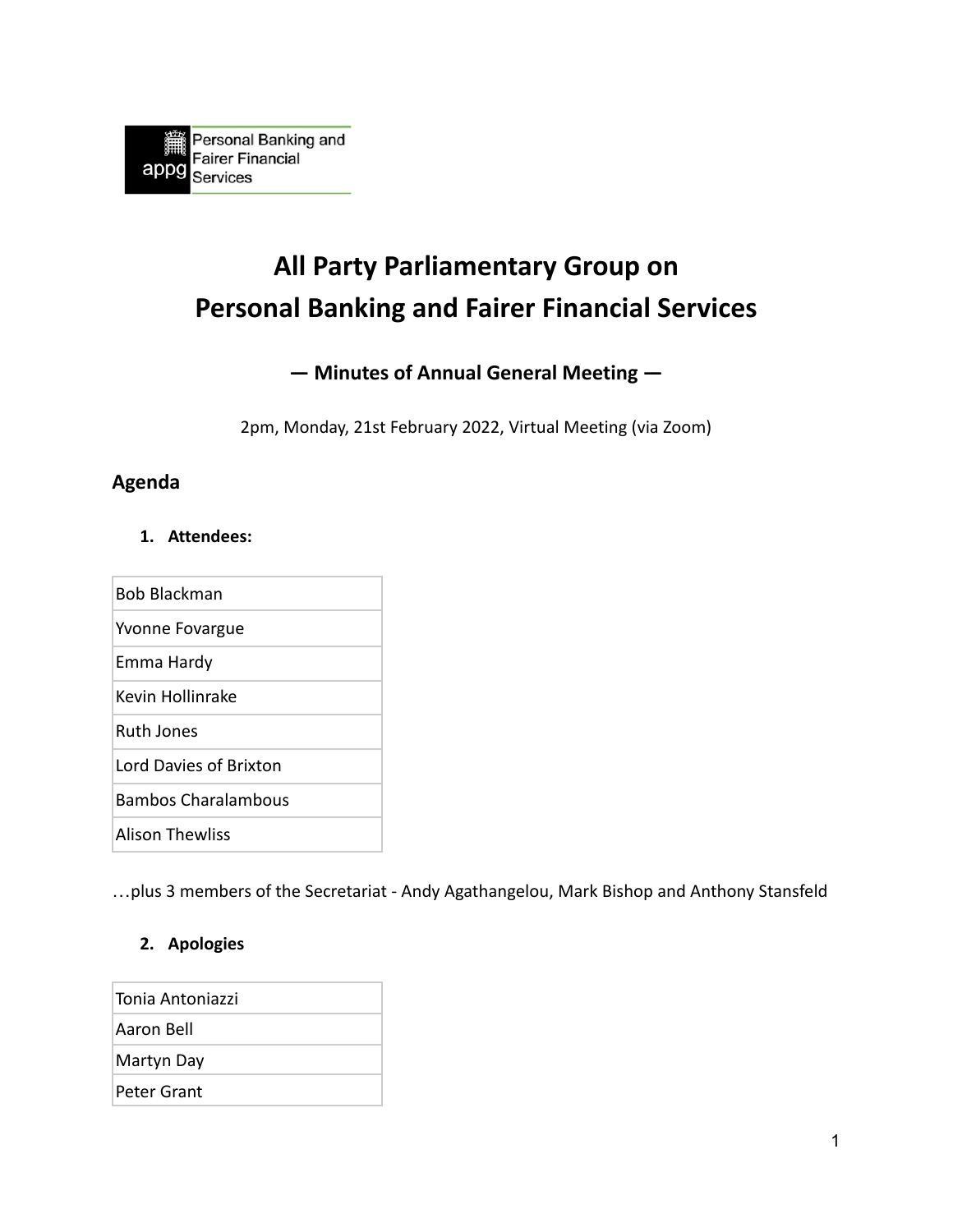Personal Banking and Fairer Financial Services

# All Party Parliamentary Group on Personal Banking and Fairer Financial Services

### — Minutes of Annual General Meeting —

2pm, Monday, 21st February 2022, Virtual Meeting (via Zoom)

## Agenda

1. **Attendees:**

| Bob Blackman |
| --- |
| Yvonne Fovargue |
| Emma Hardy |
| Kevin Hollinrake |
| Ruth Jones |
| Lord Davies of Brixton |
| Bambos Charalambous |
| Alison Thewliss |

…plus 3 members of the Secretariat - Andy Agathangelou, Mark Bishop and Anthony Stansfeld

2. **Apologies**

| Tonia Antoniazzi |
| --- |
| Aaron Bell |
| Martyn Day |
| Peter Grant |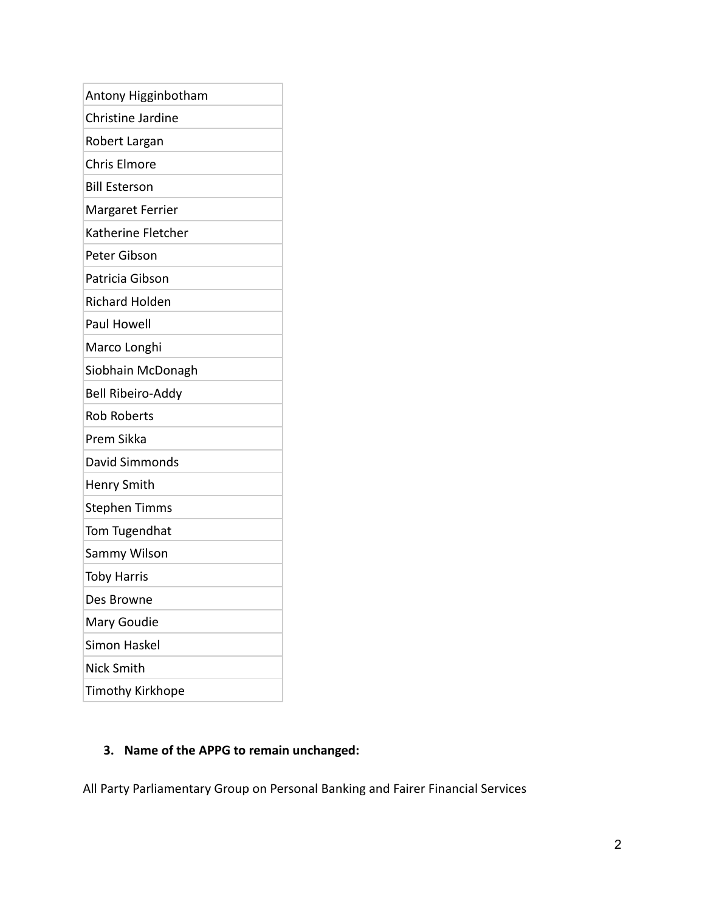| Antony Higginbotham |
| --- |
| Christine Jardine |
| Robert Largan |
| Chris Elmore |
| Bill Esterson |
| Margaret Ferrier |
| Katherine Fletcher |
| Peter Gibson |
| Patricia Gibson |
| Richard Holden |
| Paul Howell |
| Marco Longhi |
| Siobhain McDonagh |
| Bell Ribeiro-Addy |
| Rob Roberts |
| Prem Sikka |
| David Simmonds |
| Henry Smith |
| Stephen Timms |
| Tom Tugendhat |
| Sammy Wilson |
| Toby Harris |
| Des Browne |
| Mary Goudie |
| Simon Haskel |
| Nick Smith |
| Timothy Kirkhope |

3. **Name of the APPG to remain unchanged:**

All Party Parliamentary Group on Personal Banking and Fairer Financial Services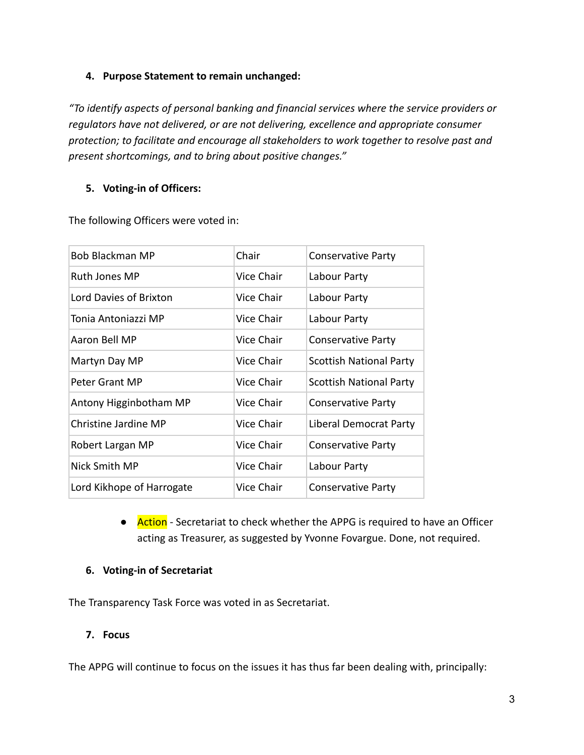### 4. Purpose Statement to remain unchanged:

*"To identify aspects of personal banking and financial services where the service providers or regulators have not delivered, or are not delivering, excellence and appropriate consumer protection; to facilitate and encourage all stakeholders to work together to resolve past and present shortcomings, and to bring about positive changes."*

### 5. Voting-in of Officers:

The following Officers were voted in:

| Bob Blackman MP | Chair | Conservative Party |
|---|---|---|
| Ruth Jones MP | Vice Chair | Labour Party |
| Lord Davies of Brixton | Vice Chair | Labour Party |
| Tonia Antoniazzi MP | Vice Chair | Labour Party |
| Aaron Bell MP | Vice Chair | Conservative Party |
| Martyn Day MP | Vice Chair | Scottish National Party |
| Peter Grant MP | Vice Chair | Scottish National Party |
| Antony Higginbotham MP | Vice Chair | Conservative Party |
| Christine Jardine MP | Vice Chair | Liberal Democrat Party |
| Robert Largan MP | Vice Chair | Conservative Party |
| Nick Smith MP | Vice Chair | Labour Party |
| Lord Kikhope of Harrogate | Vice Chair | Conservative Party |

- Action - Secretariat to check whether the APPG is required to have an Officer acting as Treasurer, as suggested by Yvonne Fovargue. Done, not required.

### 6. Voting-in of Secretariat

The Transparency Task Force was voted in as Secretariat.

### 7. Focus

The APPG will continue to focus on the issues it has thus far been dealing with, principally: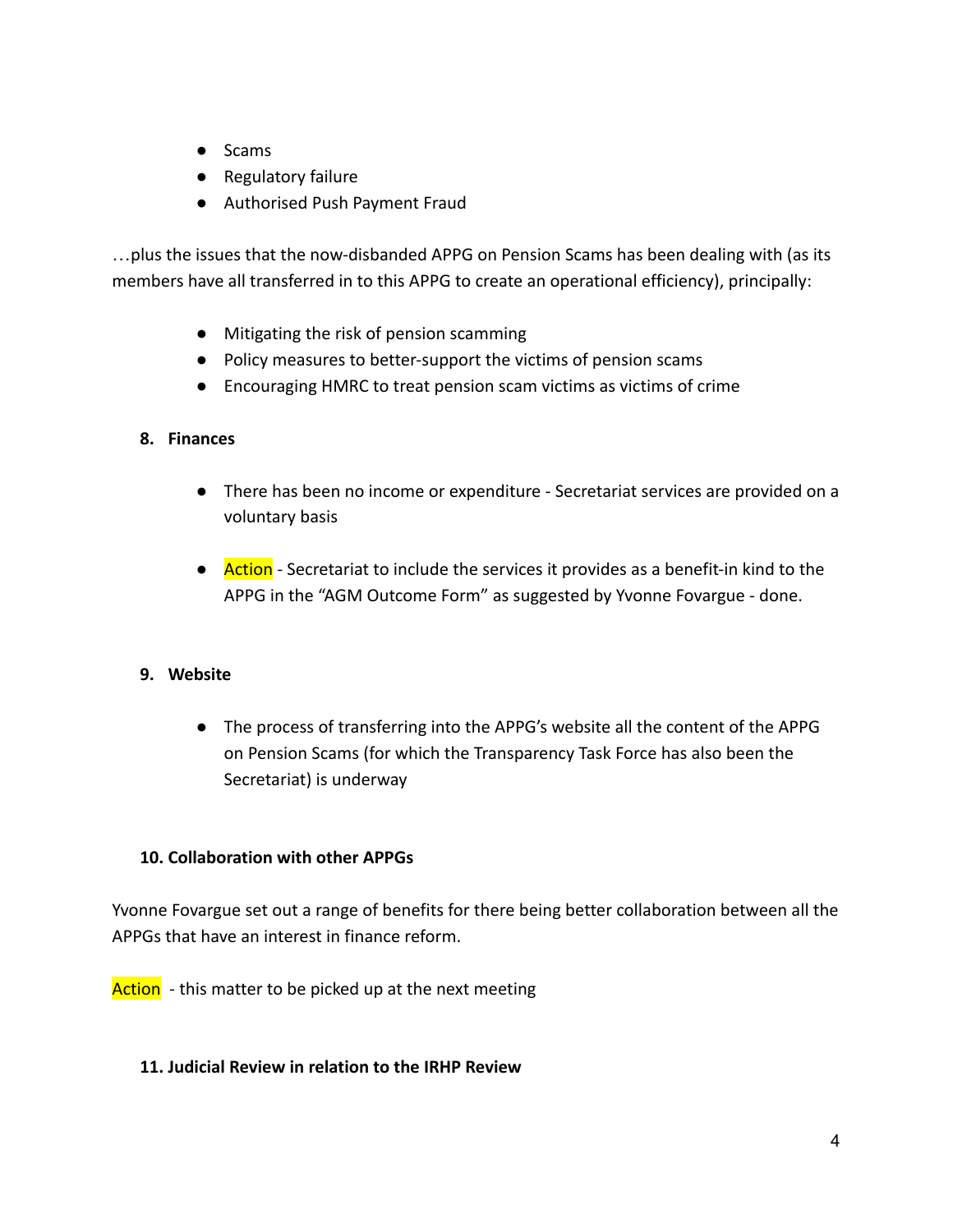- Scams
- Regulatory failure
- Authorised Push Payment Fraud

…plus the issues that the now-disbanded APPG on Pension Scams has been dealing with (as its members have all transferred in to this APPG to create an operational efficiency), principally:

- Mitigating the risk of pension scamming
- Policy measures to better-support the victims of pension scams
- Encouraging HMRC to treat pension scam victims as victims of crime

### 8. Finances

- There has been no income or expenditure - Secretariat services are provided on a voluntary basis

- Action - Secretariat to include the services it provides as a benefit-in kind to the APPG in the "AGM Outcome Form" as suggested by Yvonne Fovargue - done.

### 9. Website

- The process of transferring into the APPG's website all the content of the APPG on Pension Scams (for which the Transparency Task Force has also been the Secretariat) is underway

### 10. Collaboration with other APPGs

Yvonne Fovargue set out a range of benefits for there being better collaboration between all the APPGs that have an interest in finance reform.

Action - this matter to be picked up at the next meeting

### 11. Judicial Review in relation to the IRHP Review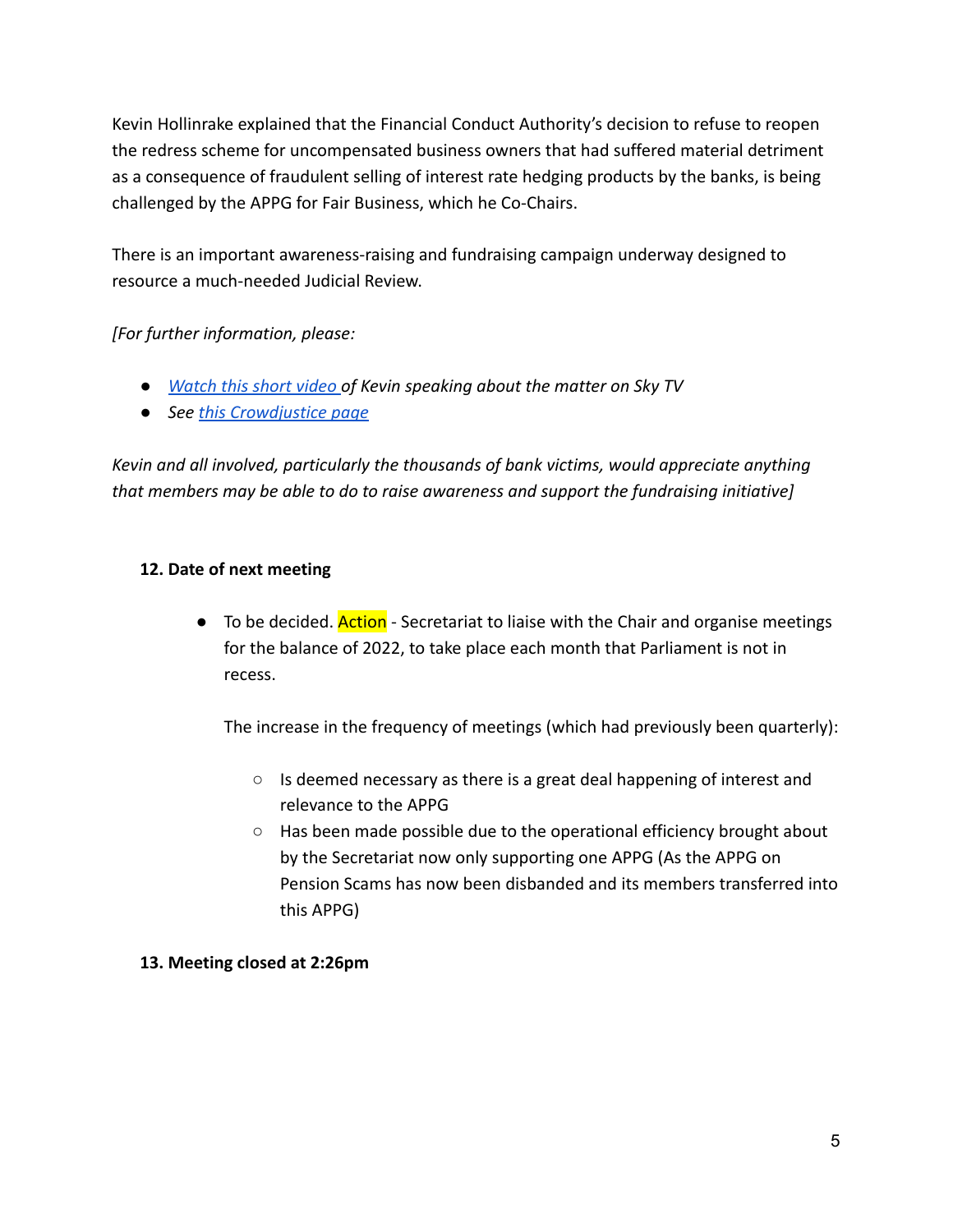Kevin Hollinrake explained that the Financial Conduct Authority's decision to refuse to reopen the redress scheme for uncompensated business owners that had suffered material detriment as a consequence of fraudulent selling of interest rate hedging products by the banks, is being challenged by the APPG for Fair Business, which he Co-Chairs.

There is an important awareness-raising and fundraising campaign underway designed to resource a much-needed Judicial Review.

*[For further information, please:*

- *Watch this short video of Kevin speaking about the matter on Sky TV*
- *See this Crowdjustice page*

*Kevin and all involved, particularly the thousands of bank victims, would appreciate anything that members may be able to do to raise awareness and support the fundraising initiative]*

**12. Date of next meeting**

- To be decided. Action - Secretariat to liaise with the Chair and organise meetings for the balance of 2022, to take place each month that Parliament is not in recess.

  The increase in the frequency of meetings (which had previously been quarterly):

  - Is deemed necessary as there is a great deal happening of interest and relevance to the APPG
  - Has been made possible due to the operational efficiency brought about by the Secretariat now only supporting one APPG (As the APPG on Pension Scams has now been disbanded and its members transferred into this APPG)

**13. Meeting closed at 2:26pm**